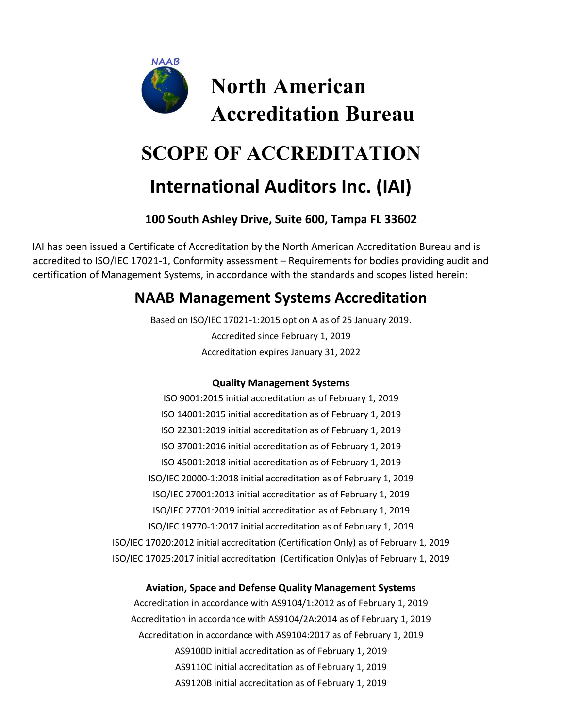NAAB

# North American Accreditation Bureau

# SCOPE OF ACCREDITATION

## International Auditors Inc. (IAI)

**100 South Ashley Drive, Suite 600, Tampa FL 33602**

IAI has been issued a Certificate of Accreditation by the North American Accreditation Bureau and is accredited to ISO/IEC 17021-1, Conformity assessment – Requirements for bodies providing audit and certification of Management Systems, in accordance with the standards and scopes listed herein:

## NAAB Management Systems Accreditation

Based on ISO/IEC 17021-1:2015 option A as of 25 January 2019.

Accredited since February 1, 2019

Accreditation expires January 31, 2022

**Quality Management Systems**

ISO 9001:2015 initial accreditation as of February 1, 2019

ISO 14001:2015 initial accreditation as of February 1, 2019

ISO 22301:2019 initial accreditation as of February 1, 2019

ISO 37001:2016 initial accreditation as of February 1, 2019

ISO 45001:2018 initial accreditation as of February 1, 2019

ISO/IEC 20000-1:2018 initial accreditation as of February 1, 2019

ISO/IEC 27001:2013 initial accreditation as of February 1, 2019

ISO/IEC 27701:2019 initial accreditation as of February 1, 2019

ISO/IEC 19770-1:2017 initial accreditation as of February 1, 2019

ISO/IEC 17020:2012 initial accreditation (Certification Only) as of February 1, 2019

ISO/IEC 17025:2017 initial accreditation (Certification Only)as of February 1, 2019

**Aviation, Space and Defense Quality Management Systems**

Accreditation in accordance with AS9104/1:2012 as of February 1, 2019

Accreditation in accordance with AS9104/2A:2014 as of February 1, 2019

Accreditation in accordance with AS9104:2017 as of February 1, 2019

AS9100D initial accreditation as of February 1, 2019

AS9110C initial accreditation as of February 1, 2019

AS9120B initial accreditation as of February 1, 2019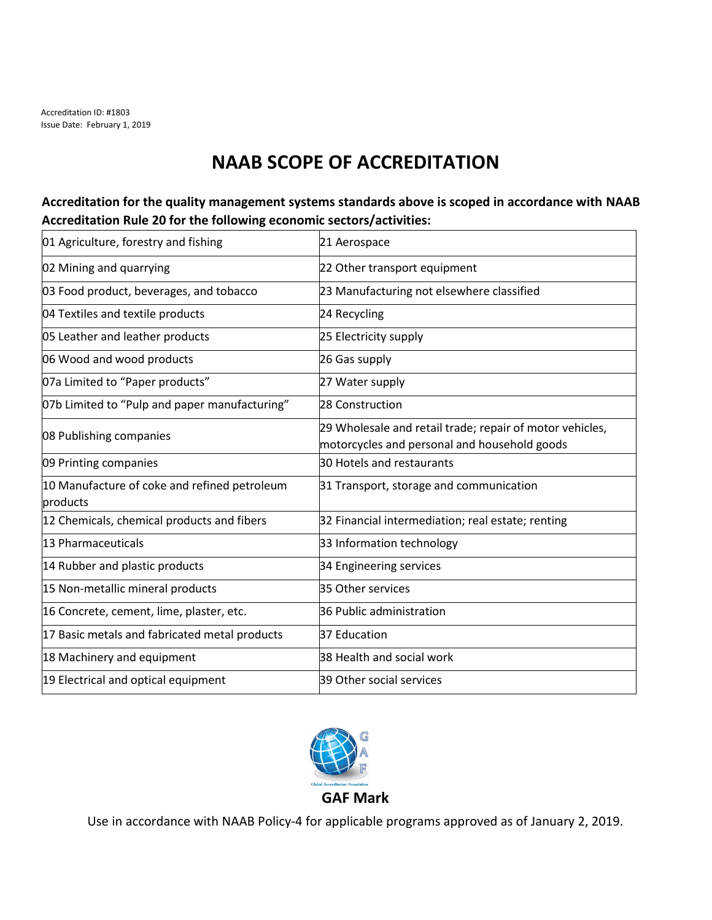Accreditation ID: #1803
Issue Date: February 1, 2019

# NAAB SCOPE OF ACCREDITATION

**Accreditation for the quality management systems standards above is scoped in accordance with NAAB Accreditation Rule 20 for the following economic sectors/activities:**

| | |
|---|---|
| 01 Agriculture, forestry and fishing | 21 Aerospace |
| 02 Mining and quarrying | 22 Other transport equipment |
| 03 Food product, beverages, and tobacco | 23 Manufacturing not elsewhere classified |
| 04 Textiles and textile products | 24 Recycling |
| 05 Leather and leather products | 25 Electricity supply |
| 06 Wood and wood products | 26 Gas supply |
| 07a Limited to "Paper products" | 27 Water supply |
| 07b Limited to "Pulp and paper manufacturing" | 28 Construction |
| 08 Publishing companies | 29 Wholesale and retail trade; repair of motor vehicles, motorcycles and personal and household goods |
| 09 Printing companies | 30 Hotels and restaurants |
| 10 Manufacture of coke and refined petroleum products | 31 Transport, storage and communication |
| 12 Chemicals, chemical products and fibers | 32 Financial intermediation; real estate; renting |
| 13 Pharmaceuticals | 33 Information technology |
| 14 Rubber and plastic products | 34 Engineering services |
| 15 Non-metallic mineral products | 35 Other services |
| 16 Concrete, cement, lime, plaster, etc. | 36 Public administration |
| 17 Basic metals and fabricated metal products | 37 Education |
| 18 Machinery and equipment | 38 Health and social work |
| 19 Electrical and optical equipment | 39 Other social services |

GAF
Global Accreditation Foundation

**GAF Mark**

Use in accordance with NAAB Policy-4 for applicable programs approved as of January 2, 2019.